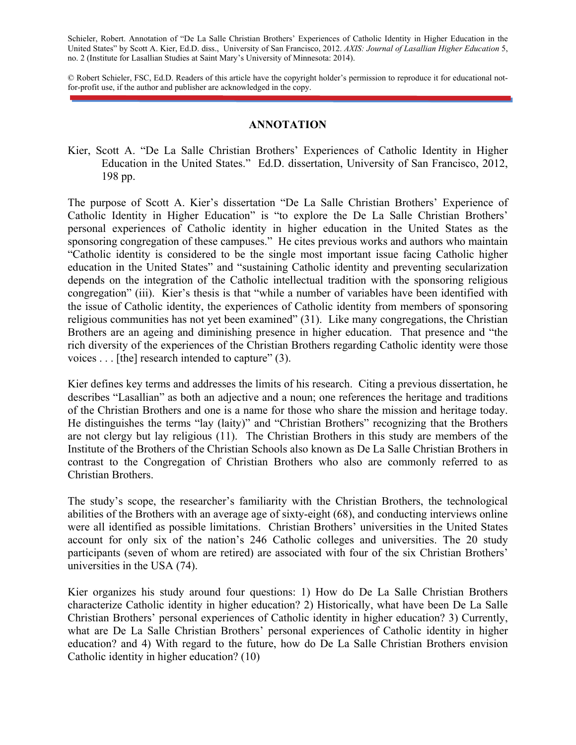Schieler, Robert. Annotation of "De La Salle Christian Brothers' Experiences of Catholic Identity in Higher Education in the United States" by Scott A. Kier, Ed.D. diss., University of San Francisco, 2012. *AXIS: Journal of Lasallian Higher Education* 5, no. 2 (Institute for Lasallian Studies at Saint Mary's University of Minnesota: 2014).

© Robert Schieler, FSC, Ed.D. Readers of this article have the copyright holder's permission to reproduce it for educational not-for-profit use, if the author and publisher are acknowledged in the copy.

---

## ANNOTATION

Kier, Scott A. "De La Salle Christian Brothers' Experiences of Catholic Identity in Higher Education in the United States." Ed.D. dissertation, University of San Francisco, 2012, 198 pp.

The purpose of Scott A. Kier's dissertation "De La Salle Christian Brothers' Experience of Catholic Identity in Higher Education" is "to explore the De La Salle Christian Brothers' personal experiences of Catholic identity in higher education in the United States as the sponsoring congregation of these campuses." He cites previous works and authors who maintain "Catholic identity is considered to be the single most important issue facing Catholic higher education in the United States" and "sustaining Catholic identity and preventing secularization depends on the integration of the Catholic intellectual tradition with the sponsoring religious congregation" (iii). Kier's thesis is that "while a number of variables have been identified with the issue of Catholic identity, the experiences of Catholic identity from members of sponsoring religious communities has not yet been examined" (31). Like many congregations, the Christian Brothers are an ageing and diminishing presence in higher education. That presence and "the rich diversity of the experiences of the Christian Brothers regarding Catholic identity were those voices . . . [the] research intended to capture" (3).

Kier defines key terms and addresses the limits of his research. Citing a previous dissertation, he describes "Lasallian" as both an adjective and a noun; one references the heritage and traditions of the Christian Brothers and one is a name for those who share the mission and heritage today. He distinguishes the terms "lay (laity)" and "Christian Brothers" recognizing that the Brothers are not clergy but lay religious (11). The Christian Brothers in this study are members of the Institute of the Brothers of the Christian Schools also known as De La Salle Christian Brothers in contrast to the Congregation of Christian Brothers who also are commonly referred to as Christian Brothers.

The study's scope, the researcher's familiarity with the Christian Brothers, the technological abilities of the Brothers with an average age of sixty-eight (68), and conducting interviews online were all identified as possible limitations. Christian Brothers' universities in the United States account for only six of the nation's 246 Catholic colleges and universities. The 20 study participants (seven of whom are retired) are associated with four of the six Christian Brothers' universities in the USA (74).

Kier organizes his study around four questions: 1) How do De La Salle Christian Brothers characterize Catholic identity in higher education? 2) Historically, what have been De La Salle Christian Brothers' personal experiences of Catholic identity in higher education? 3) Currently, what are De La Salle Christian Brothers' personal experiences of Catholic identity in higher education? and 4) With regard to the future, how do De La Salle Christian Brothers envision Catholic identity in higher education? (10)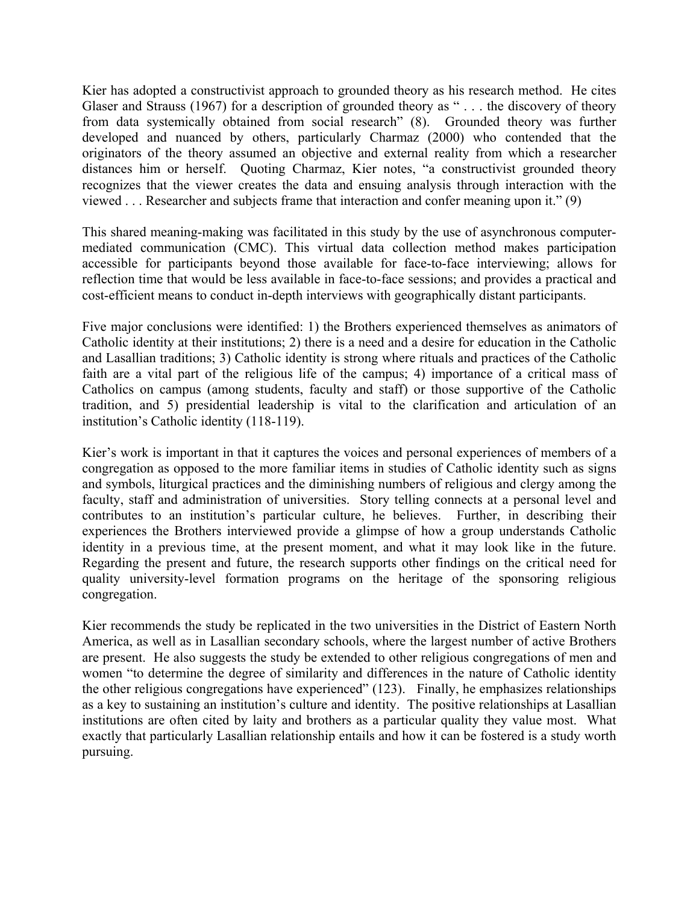Kier has adopted a constructivist approach to grounded theory as his research method. He cites Glaser and Strauss (1967) for a description of grounded theory as " . . . the discovery of theory from data systemically obtained from social research" (8). Grounded theory was further developed and nuanced by others, particularly Charmaz (2000) who contended that the originators of the theory assumed an objective and external reality from which a researcher distances him or herself. Quoting Charmaz, Kier notes, "a constructivist grounded theory recognizes that the viewer creates the data and ensuing analysis through interaction with the viewed . . . Researcher and subjects frame that interaction and confer meaning upon it." (9)

This shared meaning-making was facilitated in this study by the use of asynchronous computer-mediated communication (CMC). This virtual data collection method makes participation accessible for participants beyond those available for face-to-face interviewing; allows for reflection time that would be less available in face-to-face sessions; and provides a practical and cost-efficient means to conduct in-depth interviews with geographically distant participants.

Five major conclusions were identified: 1) the Brothers experienced themselves as animators of Catholic identity at their institutions; 2) there is a need and a desire for education in the Catholic and Lasallian traditions; 3) Catholic identity is strong where rituals and practices of the Catholic faith are a vital part of the religious life of the campus; 4) importance of a critical mass of Catholics on campus (among students, faculty and staff) or those supportive of the Catholic tradition, and 5) presidential leadership is vital to the clarification and articulation of an institution's Catholic identity (118-119).

Kier's work is important in that it captures the voices and personal experiences of members of a congregation as opposed to the more familiar items in studies of Catholic identity such as signs and symbols, liturgical practices and the diminishing numbers of religious and clergy among the faculty, staff and administration of universities. Story telling connects at a personal level and contributes to an institution's particular culture, he believes. Further, in describing their experiences the Brothers interviewed provide a glimpse of how a group understands Catholic identity in a previous time, at the present moment, and what it may look like in the future. Regarding the present and future, the research supports other findings on the critical need for quality university-level formation programs on the heritage of the sponsoring religious congregation.

Kier recommends the study be replicated in the two universities in the District of Eastern North America, as well as in Lasallian secondary schools, where the largest number of active Brothers are present. He also suggests the study be extended to other religious congregations of men and women "to determine the degree of similarity and differences in the nature of Catholic identity the other religious congregations have experienced" (123). Finally, he emphasizes relationships as a key to sustaining an institution's culture and identity. The positive relationships at Lasallian institutions are often cited by laity and brothers as a particular quality they value most. What exactly that particularly Lasallian relationship entails and how it can be fostered is a study worth pursuing.